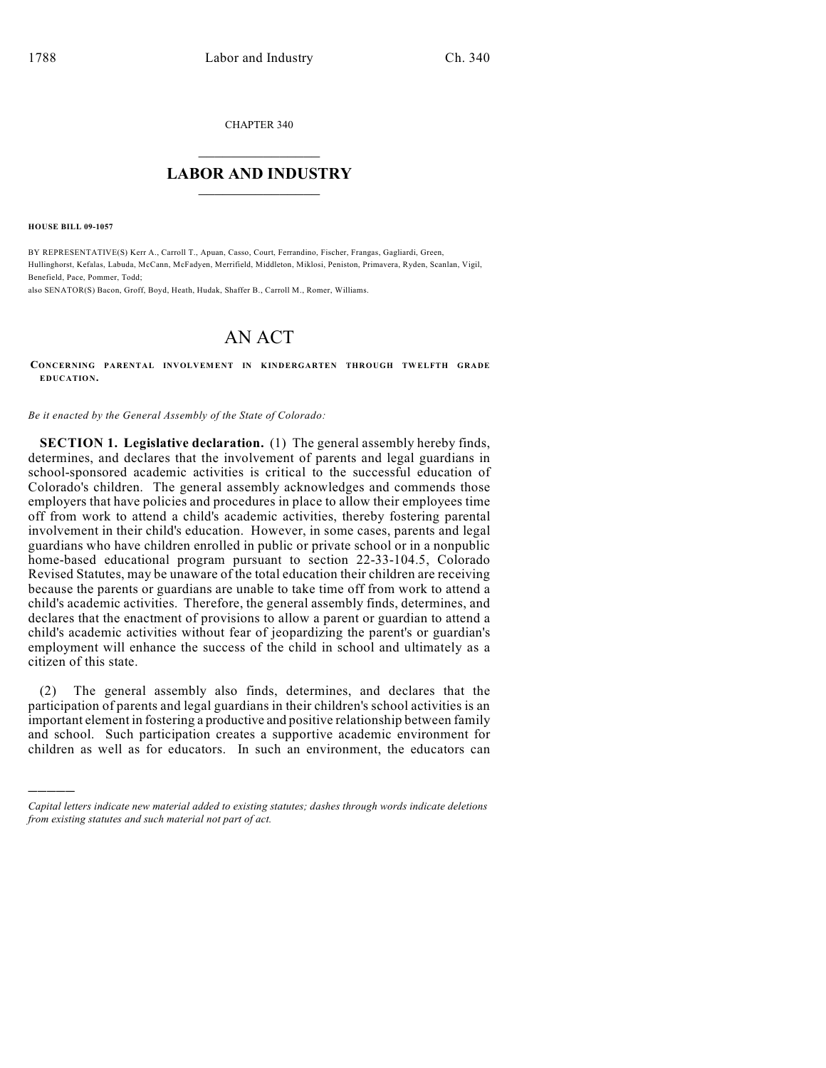CHAPTER 340

# LABOR AND INDUSTRY

**HOUSE BILL 09-1057**

BY REPRESENTATIVE(S) Kerr A., Carroll T., Apuan, Casso, Court, Ferrandino, Fischer, Frangas, Gagliardi, Green, Hullinghorst, Kefalas, Labuda, McCann, McFadyen, Merrifield, Middleton, Miklosi, Peniston, Primavera, Ryden, Scanlan, Vigil, Benefield, Pace, Pommer, Todd;
also SENATOR(S) Bacon, Groff, Boyd, Heath, Hudak, Shaffer B., Carroll M., Romer, Williams.

# AN ACT

CONCERNING PARENTAL INVOLVEMENT IN KINDERGARTEN THROUGH TWELFTH GRADE EDUCATION.

*Be it enacted by the General Assembly of the State of Colorado:*

**SECTION 1. Legislative declaration.** (1) The general assembly hereby finds, determines, and declares that the involvement of parents and legal guardians in school-sponsored academic activities is critical to the successful education of Colorado's children. The general assembly acknowledges and commends those employers that have policies and procedures in place to allow their employees time off from work to attend a child's academic activities, thereby fostering parental involvement in their child's education. However, in some cases, parents and legal guardians who have children enrolled in public or private school or in a nonpublic home-based educational program pursuant to section 22-33-104.5, Colorado Revised Statutes, may be unaware of the total education their children are receiving because the parents or guardians are unable to take time off from work to attend a child's academic activities. Therefore, the general assembly finds, determines, and declares that the enactment of provisions to allow a parent or guardian to attend a child's academic activities without fear of jeopardizing the parent's or guardian's employment will enhance the success of the child in school and ultimately as a citizen of this state.

(2) The general assembly also finds, determines, and declares that the participation of parents and legal guardians in their children's school activities is an important element in fostering a productive and positive relationship between family and school. Such participation creates a supportive academic environment for children as well as for educators. In such an environment, the educators can

*Capital letters indicate new material added to existing statutes; dashes through words indicate deletions from existing statutes and such material not part of act.*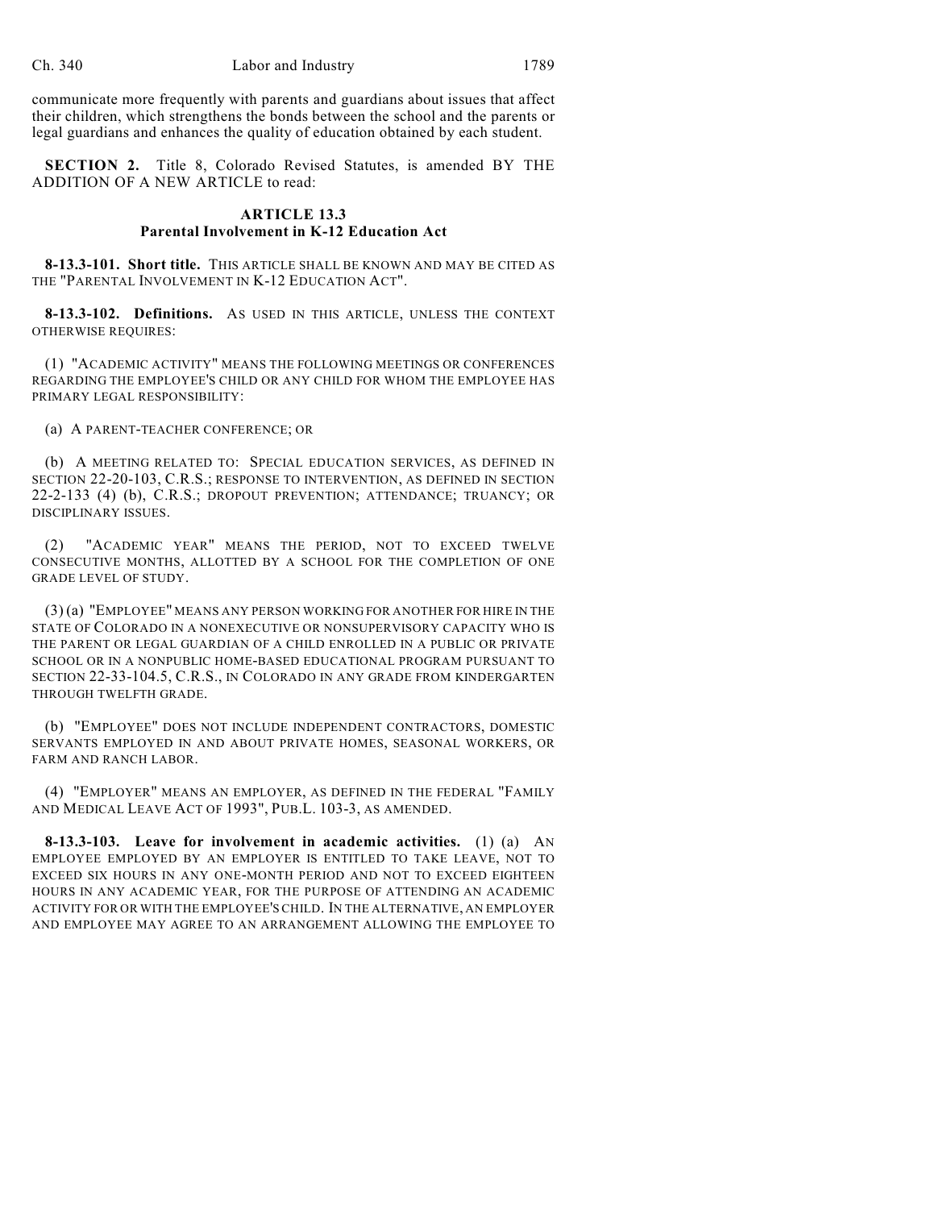communicate more frequently with parents and guardians about issues that affect their children, which strengthens the bonds between the school and the parents or legal guardians and enhances the quality of education obtained by each student.

**SECTION 2.** Title 8, Colorado Revised Statutes, is amended BY THE ADDITION OF A NEW ARTICLE to read:

### ARTICLE 13.3
### Parental Involvement in K-12 Education Act

**8-13.3-101. Short title.** THIS ARTICLE SHALL BE KNOWN AND MAY BE CITED AS THE "PARENTAL INVOLVEMENT IN K-12 EDUCATION ACT".

**8-13.3-102. Definitions.** AS USED IN THIS ARTICLE, UNLESS THE CONTEXT OTHERWISE REQUIRES:

(1) "ACADEMIC ACTIVITY" MEANS THE FOLLOWING MEETINGS OR CONFERENCES REGARDING THE EMPLOYEE'S CHILD OR ANY CHILD FOR WHOM THE EMPLOYEE HAS PRIMARY LEGAL RESPONSIBILITY:

(a) A PARENT-TEACHER CONFERENCE; OR

(b) A MEETING RELATED TO: SPECIAL EDUCATION SERVICES, AS DEFINED IN SECTION 22-20-103, C.R.S.; RESPONSE TO INTERVENTION, AS DEFINED IN SECTION 22-2-133 (4) (b), C.R.S.; DROPOUT PREVENTION; ATTENDANCE; TRUANCY; OR DISCIPLINARY ISSUES.

(2) "ACADEMIC YEAR" MEANS THE PERIOD, NOT TO EXCEED TWELVE CONSECUTIVE MONTHS, ALLOTTED BY A SCHOOL FOR THE COMPLETION OF ONE GRADE LEVEL OF STUDY.

(3) (a) "EMPLOYEE" MEANS ANY PERSON WORKING FOR ANOTHER FOR HIRE IN THE STATE OF COLORADO IN A NONEXECUTIVE OR NONSUPERVISORY CAPACITY WHO IS THE PARENT OR LEGAL GUARDIAN OF A CHILD ENROLLED IN A PUBLIC OR PRIVATE SCHOOL OR IN A NONPUBLIC HOME-BASED EDUCATIONAL PROGRAM PURSUANT TO SECTION 22-33-104.5, C.R.S., IN COLORADO IN ANY GRADE FROM KINDERGARTEN THROUGH TWELFTH GRADE.

(b) "EMPLOYEE" DOES NOT INCLUDE INDEPENDENT CONTRACTORS, DOMESTIC SERVANTS EMPLOYED IN AND ABOUT PRIVATE HOMES, SEASONAL WORKERS, OR FARM AND RANCH LABOR.

(4) "EMPLOYER" MEANS AN EMPLOYER, AS DEFINED IN THE FEDERAL "FAMILY AND MEDICAL LEAVE ACT OF 1993", PUB.L. 103-3, AS AMENDED.

**8-13.3-103. Leave for involvement in academic activities.** (1) (a) AN EMPLOYEE EMPLOYED BY AN EMPLOYER IS ENTITLED TO TAKE LEAVE, NOT TO EXCEED SIX HOURS IN ANY ONE-MONTH PERIOD AND NOT TO EXCEED EIGHTEEN HOURS IN ANY ACADEMIC YEAR, FOR THE PURPOSE OF ATTENDING AN ACADEMIC ACTIVITY FOR OR WITH THE EMPLOYEE'S CHILD. IN THE ALTERNATIVE, AN EMPLOYER AND EMPLOYEE MAY AGREE TO AN ARRANGEMENT ALLOWING THE EMPLOYEE TO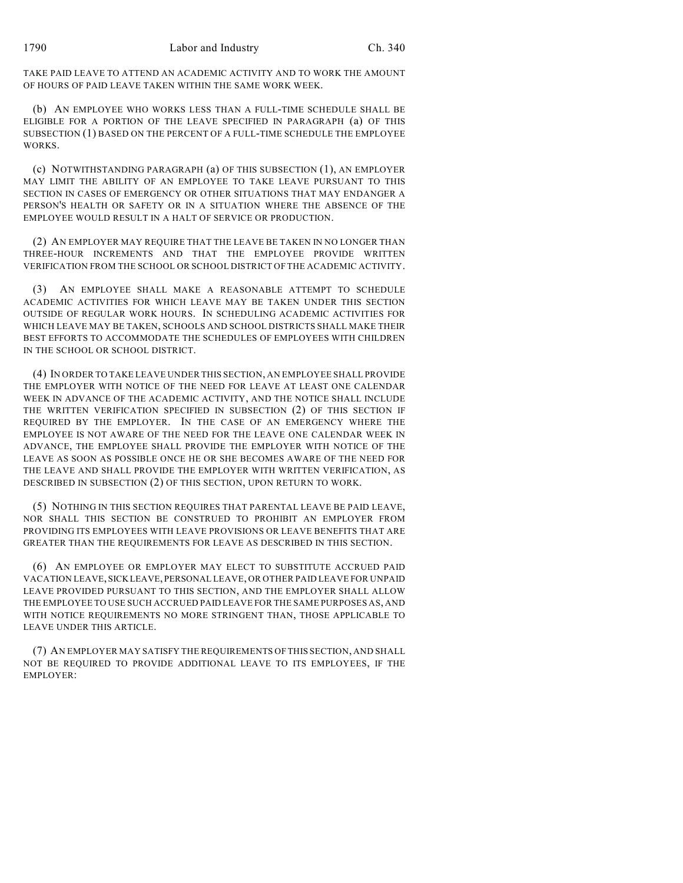TAKE PAID LEAVE TO ATTEND AN ACADEMIC ACTIVITY AND TO WORK THE AMOUNT OF HOURS OF PAID LEAVE TAKEN WITHIN THE SAME WORK WEEK.

(b) AN EMPLOYEE WHO WORKS LESS THAN A FULL-TIME SCHEDULE SHALL BE ELIGIBLE FOR A PORTION OF THE LEAVE SPECIFIED IN PARAGRAPH (a) OF THIS SUBSECTION (1) BASED ON THE PERCENT OF A FULL-TIME SCHEDULE THE EMPLOYEE WORKS.

(c) NOTWITHSTANDING PARAGRAPH (a) OF THIS SUBSECTION (1), AN EMPLOYER MAY LIMIT THE ABILITY OF AN EMPLOYEE TO TAKE LEAVE PURSUANT TO THIS SECTION IN CASES OF EMERGENCY OR OTHER SITUATIONS THAT MAY ENDANGER A PERSON'S HEALTH OR SAFETY OR IN A SITUATION WHERE THE ABSENCE OF THE EMPLOYEE WOULD RESULT IN A HALT OF SERVICE OR PRODUCTION.

(2) AN EMPLOYER MAY REQUIRE THAT THE LEAVE BE TAKEN IN NO LONGER THAN THREE-HOUR INCREMENTS AND THAT THE EMPLOYEE PROVIDE WRITTEN VERIFICATION FROM THE SCHOOL OR SCHOOL DISTRICT OF THE ACADEMIC ACTIVITY.

(3) AN EMPLOYEE SHALL MAKE A REASONABLE ATTEMPT TO SCHEDULE ACADEMIC ACTIVITIES FOR WHICH LEAVE MAY BE TAKEN UNDER THIS SECTION OUTSIDE OF REGULAR WORK HOURS. IN SCHEDULING ACADEMIC ACTIVITIES FOR WHICH LEAVE MAY BE TAKEN, SCHOOLS AND SCHOOL DISTRICTS SHALL MAKE THEIR BEST EFFORTS TO ACCOMMODATE THE SCHEDULES OF EMPLOYEES WITH CHILDREN IN THE SCHOOL OR SCHOOL DISTRICT.

(4) IN ORDER TO TAKE LEAVE UNDER THIS SECTION, AN EMPLOYEE SHALL PROVIDE THE EMPLOYER WITH NOTICE OF THE NEED FOR LEAVE AT LEAST ONE CALENDAR WEEK IN ADVANCE OF THE ACADEMIC ACTIVITY, AND THE NOTICE SHALL INCLUDE THE WRITTEN VERIFICATION SPECIFIED IN SUBSECTION (2) OF THIS SECTION IF REQUIRED BY THE EMPLOYER. IN THE CASE OF AN EMERGENCY WHERE THE EMPLOYEE IS NOT AWARE OF THE NEED FOR THE LEAVE ONE CALENDAR WEEK IN ADVANCE, THE EMPLOYEE SHALL PROVIDE THE EMPLOYER WITH NOTICE OF THE LEAVE AS SOON AS POSSIBLE ONCE HE OR SHE BECOMES AWARE OF THE NEED FOR THE LEAVE AND SHALL PROVIDE THE EMPLOYER WITH WRITTEN VERIFICATION, AS DESCRIBED IN SUBSECTION (2) OF THIS SECTION, UPON RETURN TO WORK.

(5) NOTHING IN THIS SECTION REQUIRES THAT PARENTAL LEAVE BE PAID LEAVE, NOR SHALL THIS SECTION BE CONSTRUED TO PROHIBIT AN EMPLOYER FROM PROVIDING ITS EMPLOYEES WITH LEAVE PROVISIONS OR LEAVE BENEFITS THAT ARE GREATER THAN THE REQUIREMENTS FOR LEAVE AS DESCRIBED IN THIS SECTION.

(6) AN EMPLOYEE OR EMPLOYER MAY ELECT TO SUBSTITUTE ACCRUED PAID VACATION LEAVE, SICK LEAVE, PERSONAL LEAVE, OR OTHER PAID LEAVE FOR UNPAID LEAVE PROVIDED PURSUANT TO THIS SECTION, AND THE EMPLOYER SHALL ALLOW THE EMPLOYEE TO USE SUCH ACCRUED PAID LEAVE FOR THE SAME PURPOSES AS, AND WITH NOTICE REQUIREMENTS NO MORE STRINGENT THAN, THOSE APPLICABLE TO LEAVE UNDER THIS ARTICLE.

(7) AN EMPLOYER MAY SATISFY THE REQUIREMENTS OF THIS SECTION, AND SHALL NOT BE REQUIRED TO PROVIDE ADDITIONAL LEAVE TO ITS EMPLOYEES, IF THE EMPLOYER: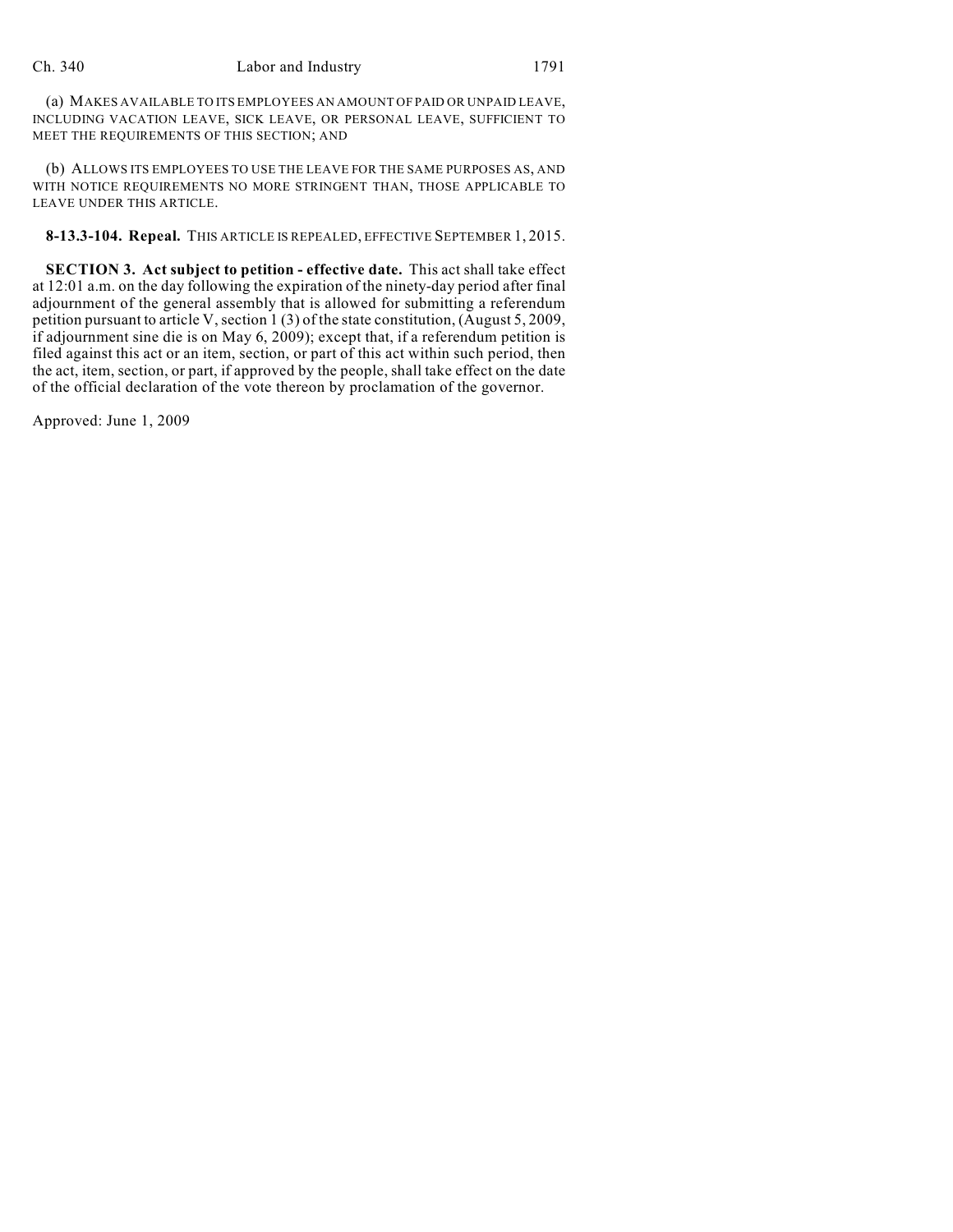(a) MAKES AVAILABLE TO ITS EMPLOYEES AN AMOUNT OF PAID OR UNPAID LEAVE, INCLUDING VACATION LEAVE, SICK LEAVE, OR PERSONAL LEAVE, SUFFICIENT TO MEET THE REQUIREMENTS OF THIS SECTION; AND

(b) ALLOWS ITS EMPLOYEES TO USE THE LEAVE FOR THE SAME PURPOSES AS, AND WITH NOTICE REQUIREMENTS NO MORE STRINGENT THAN, THOSE APPLICABLE TO LEAVE UNDER THIS ARTICLE.

**8-13.3-104. Repeal.** THIS ARTICLE IS REPEALED, EFFECTIVE SEPTEMBER 1, 2015.

**SECTION 3. Act subject to petition - effective date.** This act shall take effect at 12:01 a.m. on the day following the expiration of the ninety-day period after final adjournment of the general assembly that is allowed for submitting a referendum petition pursuant to article V, section 1 (3) of the state constitution, (August 5, 2009, if adjournment sine die is on May 6, 2009); except that, if a referendum petition is filed against this act or an item, section, or part of this act within such period, then the act, item, section, or part, if approved by the people, shall take effect on the date of the official declaration of the vote thereon by proclamation of the governor.

Approved: June 1, 2009